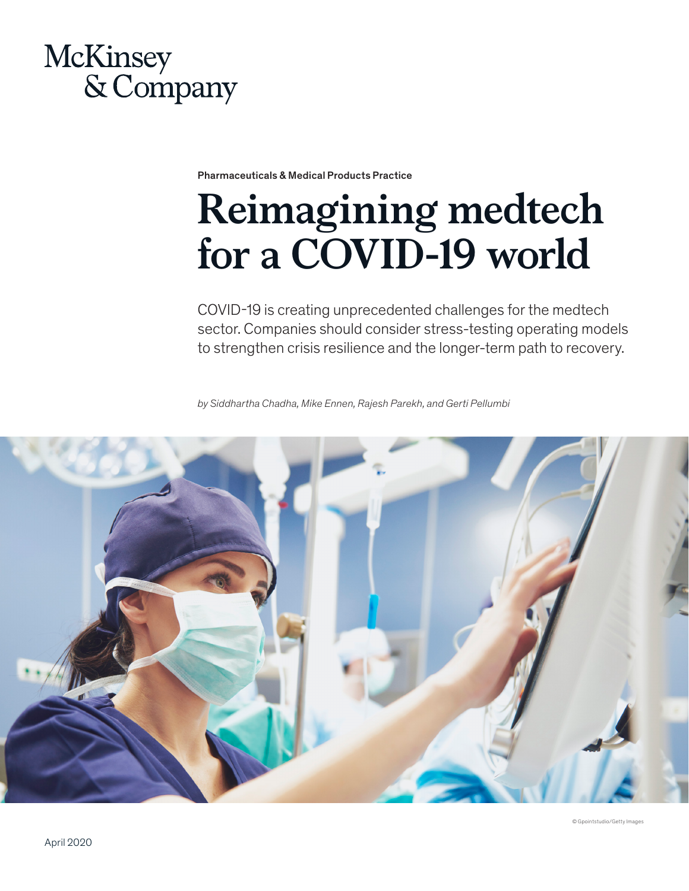McKinsey & Company

Pharmaceuticals & Medical Products Practice

# Reimagining medtech for a COVID-19 world

COVID-19 is creating unprecedented challenges for the medtech sector. Companies should consider stress-testing operating models to strengthen crisis resilience and the longer-term path to recovery.

*by Siddhartha Chadha, Mike Ennen, Rajesh Parekh, and Gerti Pellumbi*

© Gpointstudio/Getty Images

April 2020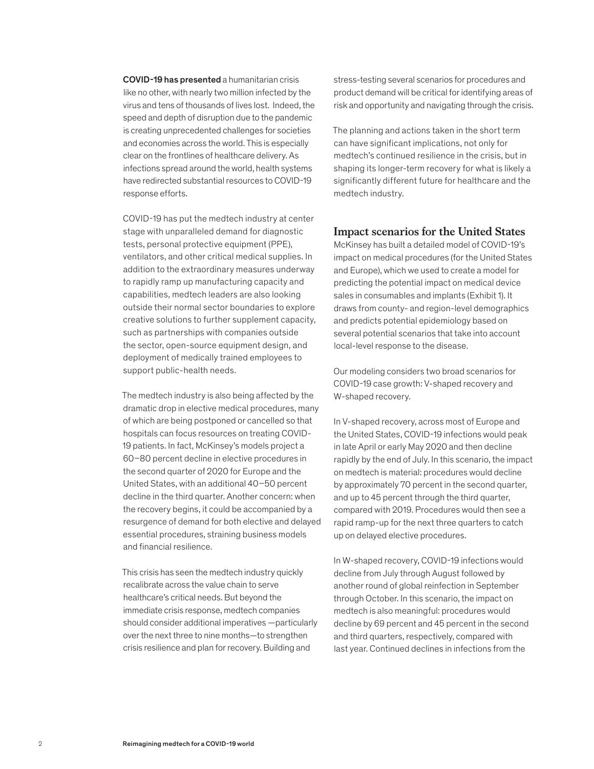**COVID-19 has presented** a humanitarian crisis like no other, with nearly two million infected by the virus and tens of thousands of lives lost. Indeed, the speed and depth of disruption due to the pandemic is creating unprecedented challenges for societies and economies across the world. This is especially clear on the frontlines of healthcare delivery. As infections spread around the world, health systems have redirected substantial resources to COVID-19 response efforts.

COVID-19 has put the medtech industry at center stage with unparalleled demand for diagnostic tests, personal protective equipment (PPE), ventilators, and other critical medical supplies. In addition to the extraordinary measures underway to rapidly ramp up manufacturing capacity and capabilities, medtech leaders are also looking outside their normal sector boundaries to explore creative solutions to further supplement capacity, such as partnerships with companies outside the sector, open-source equipment design, and deployment of medically trained employees to support public-health needs.

The medtech industry is also being affected by the dramatic drop in elective medical procedures, many of which are being postponed or cancelled so that hospitals can focus resources on treating COVID-19 patients. In fact, McKinsey's models project a 60–80 percent decline in elective procedures in the second quarter of 2020 for Europe and the United States, with an additional 40–50 percent decline in the third quarter. Another concern: when the recovery begins, it could be accompanied by a resurgence of demand for both elective and delayed essential procedures, straining business models and financial resilience.

This crisis has seen the medtech industry quickly recalibrate across the value chain to serve healthcare's critical needs. But beyond the immediate crisis response, medtech companies should consider additional imperatives —particularly over the next three to nine months—to strengthen crisis resilience and plan for recovery. Building and stress-testing several scenarios for procedures and product demand will be critical for identifying areas of risk and opportunity and navigating through the crisis.

The planning and actions taken in the short term can have significant implications, not only for medtech's continued resilience in the crisis, but in shaping its longer-term recovery for what is likely a significantly different future for healthcare and the medtech industry.

## Impact scenarios for the United States

McKinsey has built a detailed model of COVID-19's impact on medical procedures (for the United States and Europe), which we used to create a model for predicting the potential impact on medical device sales in consumables and implants (Exhibit 1). It draws from county- and region-level demographics and predicts potential epidemiology based on several potential scenarios that take into account local-level response to the disease.

Our modeling considers two broad scenarios for COVID-19 case growth: V-shaped recovery and W-shaped recovery.

In V-shaped recovery, across most of Europe and the United States, COVID-19 infections would peak in late April or early May 2020 and then decline rapidly by the end of July. In this scenario, the impact on medtech is material: procedures would decline by approximately 70 percent in the second quarter, and up to 45 percent through the third quarter, compared with 2019. Procedures would then see a rapid ramp-up for the next three quarters to catch up on delayed elective procedures.

In W-shaped recovery, COVID-19 infections would decline from July through August followed by another round of global reinfection in September through October. In this scenario, the impact on medtech is also meaningful: procedures would decline by 69 percent and 45 percent in the second and third quarters, respectively, compared with last year. Continued declines in infections from the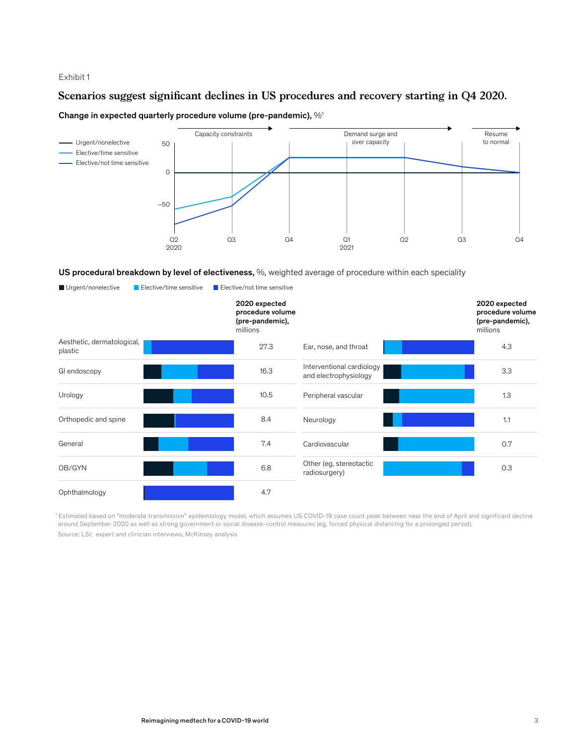Exhibit 1

## Scenarios suggest significant declines in US procedures and recovery starting in Q4 2020.

**Change in expected quarterly procedure volume (pre-pandemic),** %[1]

Urgent/nonelective

Elective/time sensitive

Elective/not time sensitive

Capacity constraints → Demand surge and over capacity → Resume to normal

50

0

–50

Q2 2020 | Q3 | Q4 | Q1 2021 | Q2 | Q3 | Q4

**US procedural breakdown by level of electiveness,** %, weighted average of procedure within each speciality

Urgent/nonelective | Elective/time sensitive | Elective/not time sensitive

| Specialty | 2020 expected procedure volume (pre-pandemic), millions |
|---|---|
| Aesthetic, dermatological, plastic | 27.3 |
| GI endoscopy | 16.3 |
| Urology | 10.5 |
| Orthopedic and spine | 8.4 |
| General | 7.4 |
| OB/GYN | 6.8 |
| Ophthalmology | 4.7 |
| Ear, nose, and throat | 4.3 |
| Interventional cardiology and electrophysiology | 3.3 |
| Peripheral vascular | 1.3 |
| Neurology | 1.1 |
| Cardiovascular | 0.7 |
| Other (eg, stereotactic radiosurgery) | 0.3 |

[1] Estimated based on "moderate transmission" epidemiology model, which assumes US COVID-19 case count peak between near the end of April and significant decline around September 2020 as well as strong government or social disease-control measures (eg, forced physical distancing for a prolonged period).

Source: LSI; expert and clinician interviews; McKinsey analysis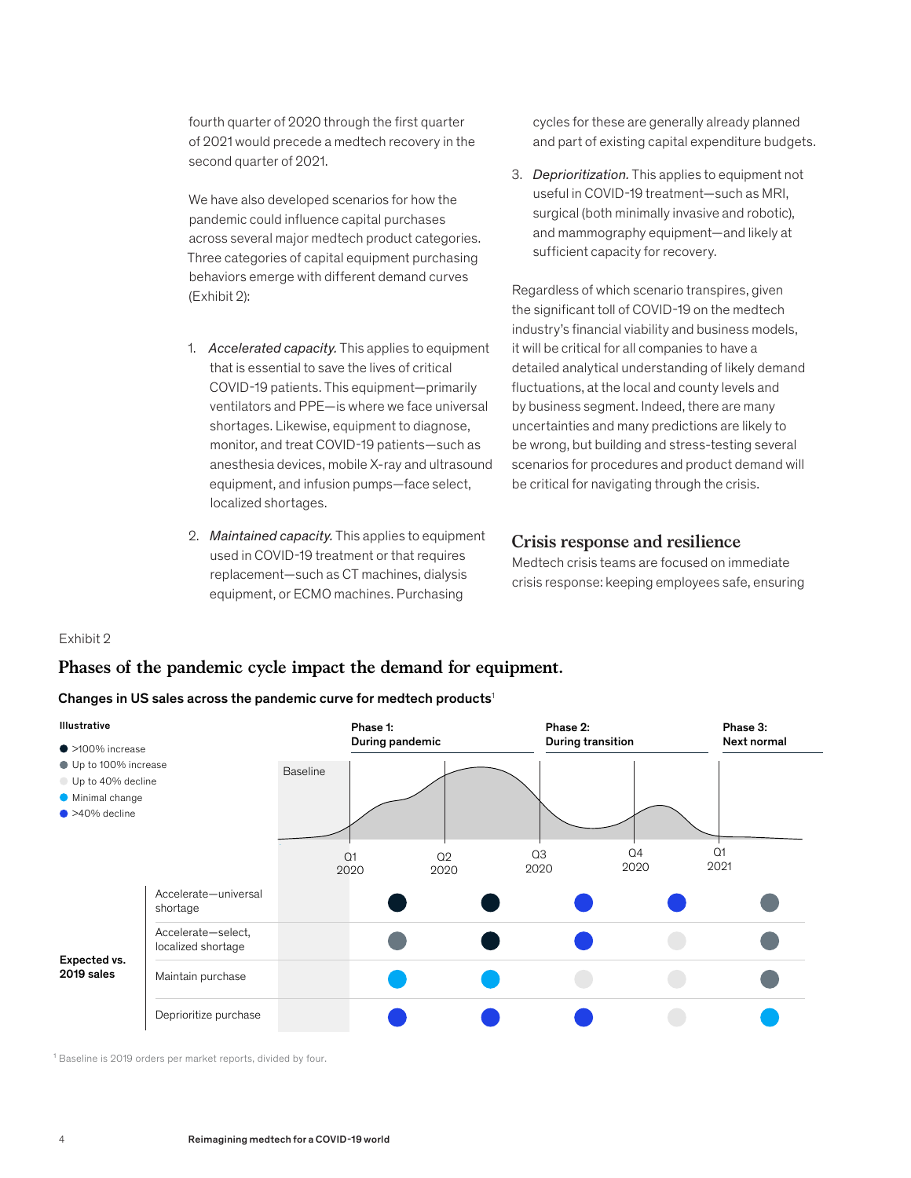fourth quarter of 2020 through the first quarter of 2021 would precede a medtech recovery in the second quarter of 2021.

We have also developed scenarios for how the pandemic could influence capital purchases across several major medtech product categories. Three categories of capital equipment purchasing behaviors emerge with different demand curves (Exhibit 2):

1. *Accelerated capacity.* This applies to equipment that is essential to save the lives of critical COVID-19 patients. This equipment—primarily ventilators and PPE—is where we face universal shortages. Likewise, equipment to diagnose, monitor, and treat COVID-19 patients—such as anesthesia devices, mobile X-ray and ultrasound equipment, and infusion pumps—face select, localized shortages.

2. *Maintained capacity.* This applies to equipment used in COVID-19 treatment or that requires replacement—such as CT machines, dialysis equipment, or ECMO machines. Purchasing cycles for these are generally already planned and part of existing capital expenditure budgets.

3. *Deprioritization.* This applies to equipment not useful in COVID-19 treatment—such as MRI, surgical (both minimally invasive and robotic), and mammography equipment—and likely at sufficient capacity for recovery.

Regardless of which scenario transpires, given the significant toll of COVID-19 on the medtech industry's financial viability and business models, it will be critical for all companies to have a detailed analytical understanding of likely demand fluctuations, at the local and county levels and by business segment. Indeed, there are many uncertainties and many predictions are likely to be wrong, but building and stress-testing several scenarios for procedures and product demand will be critical for navigating through the crisis.

## Crisis response and resilience

Medtech crisis teams are focused on immediate crisis response: keeping employees safe, ensuring

Exhibit 2

**Phases of the pandemic cycle impact the demand for equipment.**

**Changes in US sales across the pandemic curve for medtech products**[1]

Illustrative

Phase 1: During pandemic (Q1 2020 – Q2 2020); Phase 2: During transition (Q3 2020 – Q4 2020); Phase 3: Next normal (Q1 2021)

Expected vs. 2019 sales:

| | Q1 2020 | Q2 2020 | Q3 2020 | Q4 2020 | Q1 2021 |
|---|---|---|---|---|---|
| Accelerate—universal shortage | >100% increase | >100% increase | >40% decline | >40% decline | Up to 100% increase |
| Accelerate—select, localized shortage | Up to 100% increase | >100% increase | >40% decline | Up to 40% decline | Up to 100% increase |
| Maintain purchase | Minimal change | Minimal change | Up to 40% decline | Up to 40% decline | Up to 100% increase |
| Deprioritize purchase | >40% decline | >40% decline | >40% decline | Up to 40% decline | Minimal change |

[1] Baseline is 2019 orders per market reports, divided by four.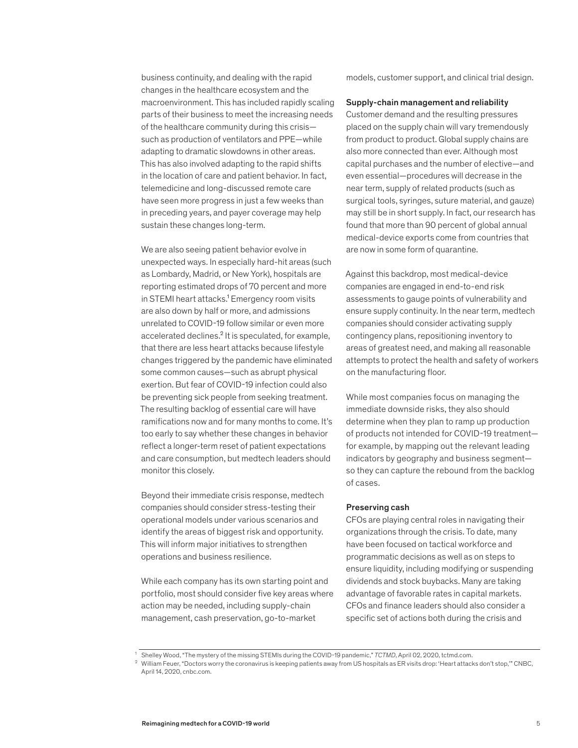business continuity, and dealing with the rapid changes in the healthcare ecosystem and the macroenvironment. This has included rapidly scaling parts of their business to meet the increasing needs of the healthcare community during this crisis—such as production of ventilators and PPE—while adapting to dramatic slowdowns in other areas. This has also involved adapting to the rapid shifts in the location of care and patient behavior. In fact, telemedicine and long-discussed remote care have seen more progress in just a few weeks than in preceding years, and payer coverage may help sustain these changes long-term.

We are also seeing patient behavior evolve in unexpected ways. In especially hard-hit areas (such as Lombardy, Madrid, or New York), hospitals are reporting estimated drops of 70 percent and more in STEMI heart attacks.[1] Emergency room visits are also down by half or more, and admissions unrelated to COVID-19 follow similar or even more accelerated declines.[2] It is speculated, for example, that there are less heart attacks because lifestyle changes triggered by the pandemic have eliminated some common causes—such as abrupt physical exertion. But fear of COVID-19 infection could also be preventing sick people from seeking treatment. The resulting backlog of essential care will have ramifications now and for many months to come. It's too early to say whether these changes in behavior reflect a longer-term reset of patient expectations and care consumption, but medtech leaders should monitor this closely.

Beyond their immediate crisis response, medtech companies should consider stress-testing their operational models under various scenarios and identify the areas of biggest risk and opportunity. This will inform major initiatives to strengthen operations and business resilience.

While each company has its own starting point and portfolio, most should consider five key areas where action may be needed, including supply-chain management, cash preservation, go-to-market models, customer support, and clinical trial design.

**Supply-chain management and reliability**

Customer demand and the resulting pressures placed on the supply chain will vary tremendously from product to product. Global supply chains are also more connected than ever. Although most capital purchases and the number of elective—and even essential—procedures will decrease in the near term, supply of related products (such as surgical tools, syringes, suture material, and gauze) may still be in short supply. In fact, our research has found that more than 90 percent of global annual medical-device exports come from countries that are now in some form of quarantine.

Against this backdrop, most medical-device companies are engaged in end-to-end risk assessments to gauge points of vulnerability and ensure supply continuity. In the near term, medtech companies should consider activating supply contingency plans, repositioning inventory to areas of greatest need, and making all reasonable attempts to protect the health and safety of workers on the manufacturing floor.

While most companies focus on managing the immediate downside risks, they also should determine when they plan to ramp up production of products not intended for COVID-19 treatment—for example, by mapping out the relevant leading indicators by geography and business segment—so they can capture the rebound from the backlog of cases.

**Preserving cash**

CFOs are playing central roles in navigating their organizations through the crisis. To date, many have been focused on tactical workforce and programmatic decisions as well as on steps to ensure liquidity, including modifying or suspending dividends and stock buybacks. Many are taking advantage of favorable rates in capital markets. CFOs and finance leaders should also consider a specific set of actions both during the crisis and

---

[1] Shelley Wood, "The mystery of the missing STEMIs during the COVID-19 pandemic," *TCTMD*, April 02, 2020, tctmd.com.

[2] William Feuer, "Doctors worry the coronavirus is keeping patients away from US hospitals as ER visits drop: 'Heart attacks don't stop,'" CNBC, April 14, 2020, cnbc.com.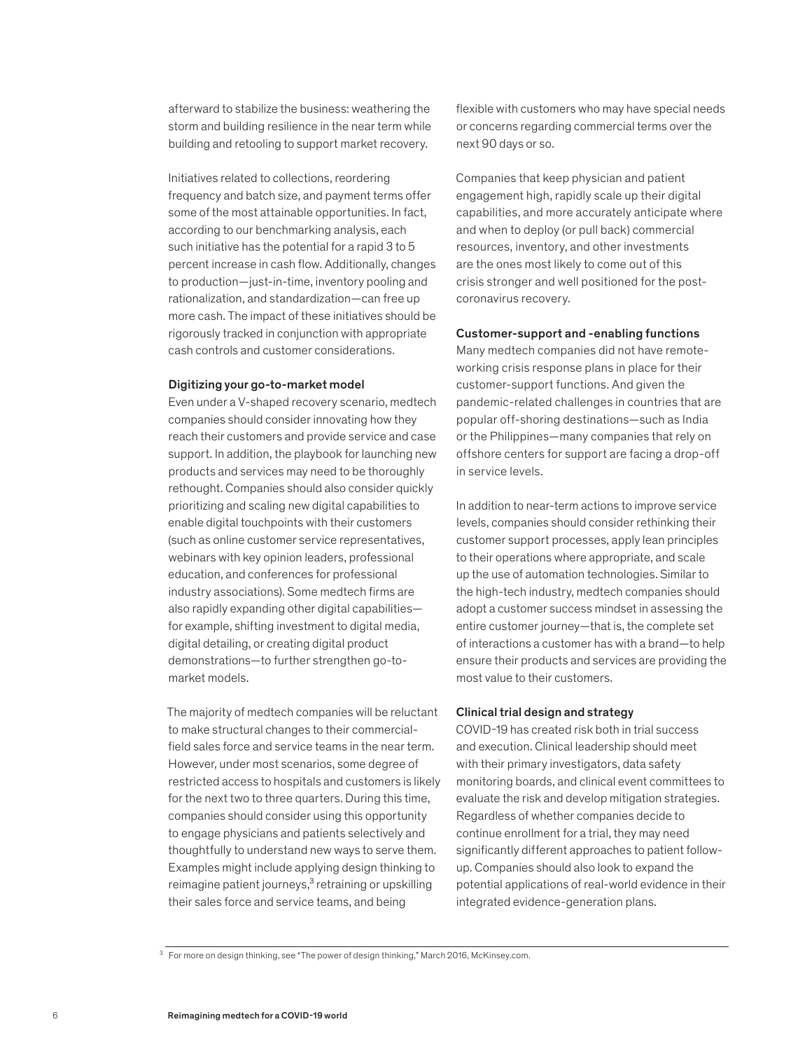afterward to stabilize the business: weathering the storm and building resilience in the near term while building and retooling to support market recovery.

Initiatives related to collections, reordering frequency and batch size, and payment terms offer some of the most attainable opportunities. In fact, according to our benchmarking analysis, each such initiative has the potential for a rapid 3 to 5 percent increase in cash flow. Additionally, changes to production—just-in-time, inventory pooling and rationalization, and standardization—can free up more cash. The impact of these initiatives should be rigorously tracked in conjunction with appropriate cash controls and customer considerations.

### Digitizing your go-to-market model

Even under a V-shaped recovery scenario, medtech companies should consider innovating how they reach their customers and provide service and case support. In addition, the playbook for launching new products and services may need to be thoroughly rethought. Companies should also consider quickly prioritizing and scaling new digital capabilities to enable digital touchpoints with their customers (such as online customer service representatives, webinars with key opinion leaders, professional education, and conferences for professional industry associations). Some medtech firms are also rapidly expanding other digital capabilities—for example, shifting investment to digital media, digital detailing, or creating digital product demonstrations—to further strengthen go-to-market models.

The majority of medtech companies will be reluctant to make structural changes to their commercial-field sales force and service teams in the near term. However, under most scenarios, some degree of restricted access to hospitals and customers is likely for the next two to three quarters. During this time, companies should consider using this opportunity to engage physicians and patients selectively and thoughtfully to understand new ways to serve them. Examples might include applying design thinking to reimagine patient journeys,[3] retraining or upskilling their sales force and service teams, and being flexible with customers who may have special needs or concerns regarding commercial terms over the next 90 days or so.

Companies that keep physician and patient engagement high, rapidly scale up their digital capabilities, and more accurately anticipate where and when to deploy (or pull back) commercial resources, inventory, and other investments are the ones most likely to come out of this crisis stronger and well positioned for the post-coronavirus recovery.

### Customer-support and -enabling functions

Many medtech companies did not have remote-working crisis response plans in place for their customer-support functions. And given the pandemic-related challenges in countries that are popular off-shoring destinations—such as India or the Philippines—many companies that rely on offshore centers for support are facing a drop-off in service levels.

In addition to near-term actions to improve service levels, companies should consider rethinking their customer support processes, apply lean principles to their operations where appropriate, and scale up the use of automation technologies. Similar to the high-tech industry, medtech companies should adopt a customer success mindset in assessing the entire customer journey—that is, the complete set of interactions a customer has with a brand—to help ensure their products and services are providing the most value to their customers.

### Clinical trial design and strategy

COVID-19 has created risk both in trial success and execution. Clinical leadership should meet with their primary investigators, data safety monitoring boards, and clinical event committees to evaluate the risk and develop mitigation strategies. Regardless of whether companies decide to continue enrollment for a trial, they may need significantly different approaches to patient follow-up. Companies should also look to expand the potential applications of real-world evidence in their integrated evidence-generation plans.

---

[3] For more on design thinking, see "The power of design thinking," March 2016, McKinsey.com.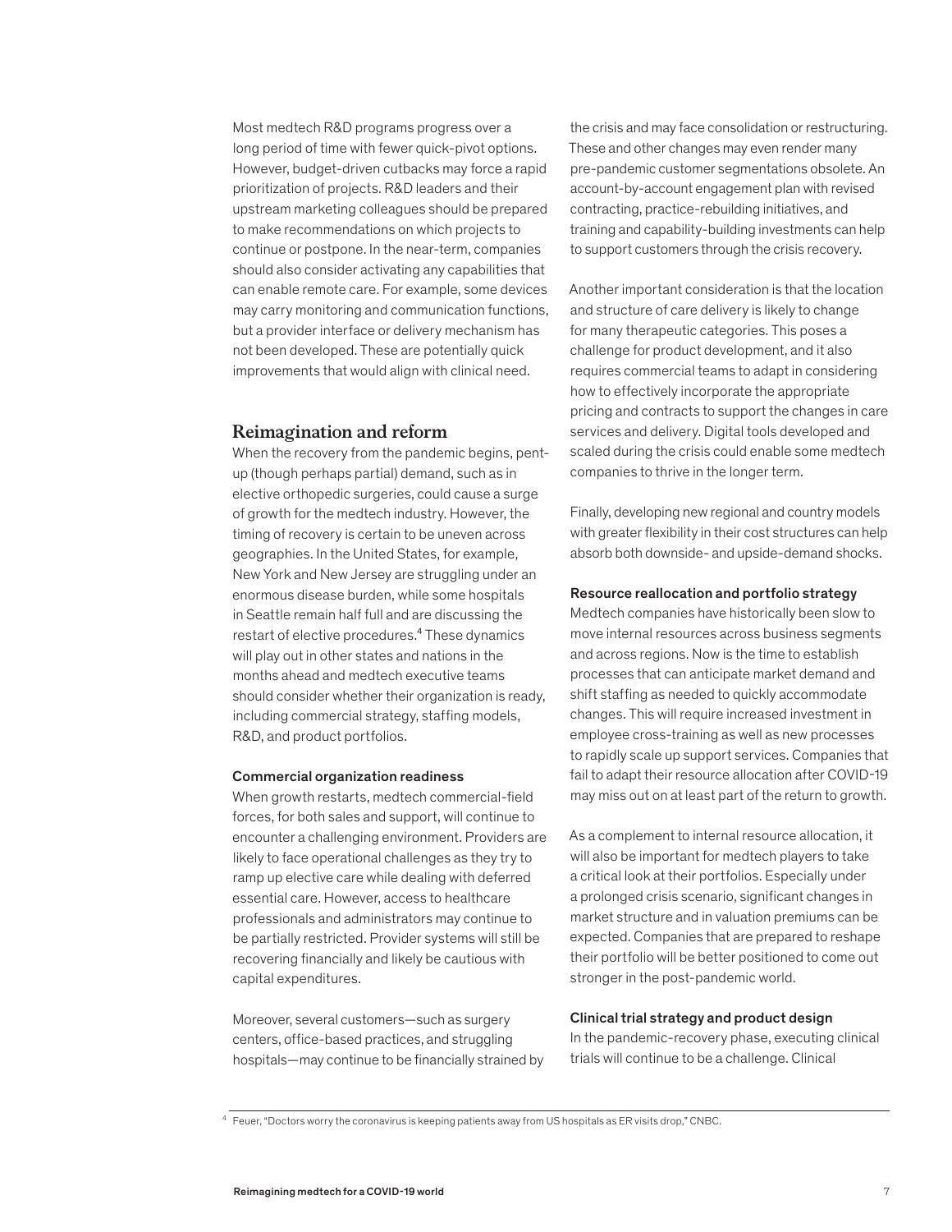Most medtech R&D programs progress over a long period of time with fewer quick-pivot options. However, budget-driven cutbacks may force a rapid prioritization of projects. R&D leaders and their upstream marketing colleagues should be prepared to make recommendations on which projects to continue or postpone. In the near-term, companies should also consider activating any capabilities that can enable remote care. For example, some devices may carry monitoring and communication functions, but a provider interface or delivery mechanism has not been developed. These are potentially quick improvements that would align with clinical need.

## Reimagination and reform

When the recovery from the pandemic begins, pent-up (though perhaps partial) demand, such as in elective orthopedic surgeries, could cause a surge of growth for the medtech industry. However, the timing of recovery is certain to be uneven across geographies. In the United States, for example, New York and New Jersey are struggling under an enormous disease burden, while some hospitals in Seattle remain half full and are discussing the restart of elective procedures.[4] These dynamics will play out in other states and nations in the months ahead and medtech executive teams should consider whether their organization is ready, including commercial strategy, staffing models, R&D, and product portfolios.

### Commercial organization readiness

When growth restarts, medtech commercial-field forces, for both sales and support, will continue to encounter a challenging environment. Providers are likely to face operational challenges as they try to ramp up elective care while dealing with deferred essential care. However, access to healthcare professionals and administrators may continue to be partially restricted. Provider systems will still be recovering financially and likely be cautious with capital expenditures.

Moreover, several customers—such as surgery centers, office-based practices, and struggling hospitals—may continue to be financially strained by the crisis and may face consolidation or restructuring. These and other changes may even render many pre-pandemic customer segmentations obsolete. An account-by-account engagement plan with revised contracting, practice-rebuilding initiatives, and training and capability-building investments can help to support customers through the crisis recovery.

Another important consideration is that the location and structure of care delivery is likely to change for many therapeutic categories. This poses a challenge for product development, and it also requires commercial teams to adapt in considering how to effectively incorporate the appropriate pricing and contracts to support the changes in care services and delivery. Digital tools developed and scaled during the crisis could enable some medtech companies to thrive in the longer term.

Finally, developing new regional and country models with greater flexibility in their cost structures can help absorb both downside- and upside-demand shocks.

### Resource reallocation and portfolio strategy

Medtech companies have historically been slow to move internal resources across business segments and across regions. Now is the time to establish processes that can anticipate market demand and shift staffing as needed to quickly accommodate changes. This will require increased investment in employee cross-training as well as new processes to rapidly scale up support services. Companies that fail to adapt their resource allocation after COVID-19 may miss out on at least part of the return to growth.

As a complement to internal resource allocation, it will also be important for medtech players to take a critical look at their portfolios. Especially under a prolonged crisis scenario, significant changes in market structure and in valuation premiums can be expected. Companies that are prepared to reshape their portfolio will be better positioned to come out stronger in the post-pandemic world.

### Clinical trial strategy and product design

In the pandemic-recovery phase, executing clinical trials will continue to be a challenge. Clinical

---

[4] Feuer, "Doctors worry the coronavirus is keeping patients away from US hospitals as ER visits drop," CNBC.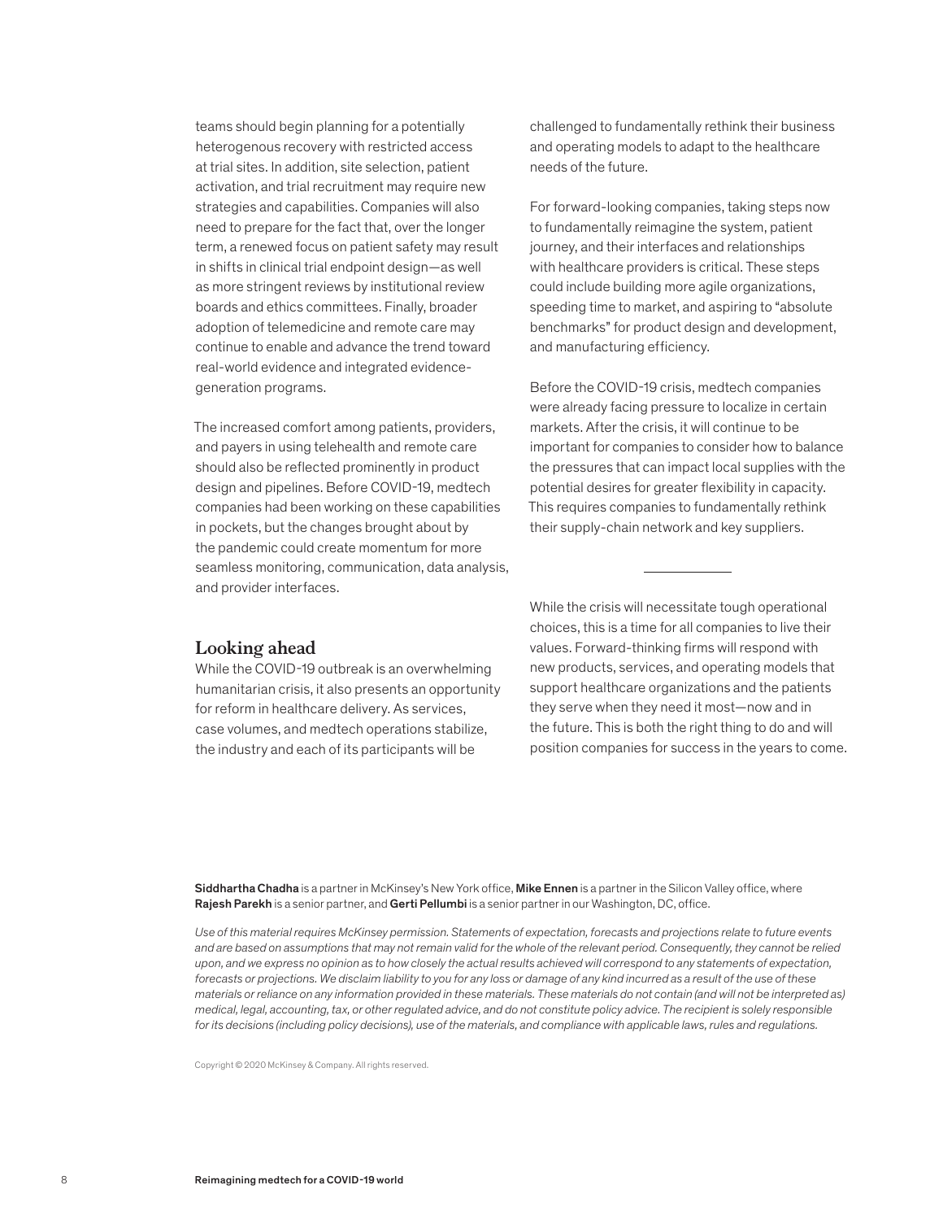teams should begin planning for a potentially heterogenous recovery with restricted access at trial sites. In addition, site selection, patient activation, and trial recruitment may require new strategies and capabilities. Companies will also need to prepare for the fact that, over the longer term, a renewed focus on patient safety may result in shifts in clinical trial endpoint design—as well as more stringent reviews by institutional review boards and ethics committees. Finally, broader adoption of telemedicine and remote care may continue to enable and advance the trend toward real-world evidence and integrated evidence-generation programs.

The increased comfort among patients, providers, and payers in using telehealth and remote care should also be reflected prominently in product design and pipelines. Before COVID-19, medtech companies had been working on these capabilities in pockets, but the changes brought about by the pandemic could create momentum for more seamless monitoring, communication, data analysis, and provider interfaces.

## Looking ahead

While the COVID-19 outbreak is an overwhelming humanitarian crisis, it also presents an opportunity for reform in healthcare delivery. As services, case volumes, and medtech operations stabilize, the industry and each of its participants will be challenged to fundamentally rethink their business and operating models to adapt to the healthcare needs of the future.

For forward-looking companies, taking steps now to fundamentally reimagine the system, patient journey, and their interfaces and relationships with healthcare providers is critical. These steps could include building more agile organizations, speeding time to market, and aspiring to "absolute benchmarks" for product design and development, and manufacturing efficiency.

Before the COVID-19 crisis, medtech companies were already facing pressure to localize in certain markets. After the crisis, it will continue to be important for companies to consider how to balance the pressures that can impact local supplies with the potential desires for greater flexibility in capacity. This requires companies to fundamentally rethink their supply-chain network and key suppliers.

---

While the crisis will necessitate tough operational choices, this is a time for all companies to live their values. Forward-thinking firms will respond with new products, services, and operating models that support healthcare organizations and the patients they serve when they need it most—now and in the future. This is both the right thing to do and will position companies for success in the years to come.

**Siddhartha Chadha** is a partner in McKinsey's New York office, **Mike Ennen** is a partner in the Silicon Valley office, where **Rajesh Parekh** is a senior partner, and **Gerti Pellumbi** is a senior partner in our Washington, DC, office.

*Use of this material requires McKinsey permission. Statements of expectation, forecasts and projections relate to future events and are based on assumptions that may not remain valid for the whole of the relevant period. Consequently, they cannot be relied upon, and we express no opinion as to how closely the actual results achieved will correspond to any statements of expectation, forecasts or projections. We disclaim liability to you for any loss or damage of any kind incurred as a result of the use of these materials or reliance on any information provided in these materials. These materials do not contain (and will not be interpreted as) medical, legal, accounting, tax, or other regulated advice, and do not constitute policy advice. The recipient is solely responsible for its decisions (including policy decisions), use of the materials, and compliance with applicable laws, rules and regulations.*

Copyright © 2020 McKinsey & Company. All rights reserved.